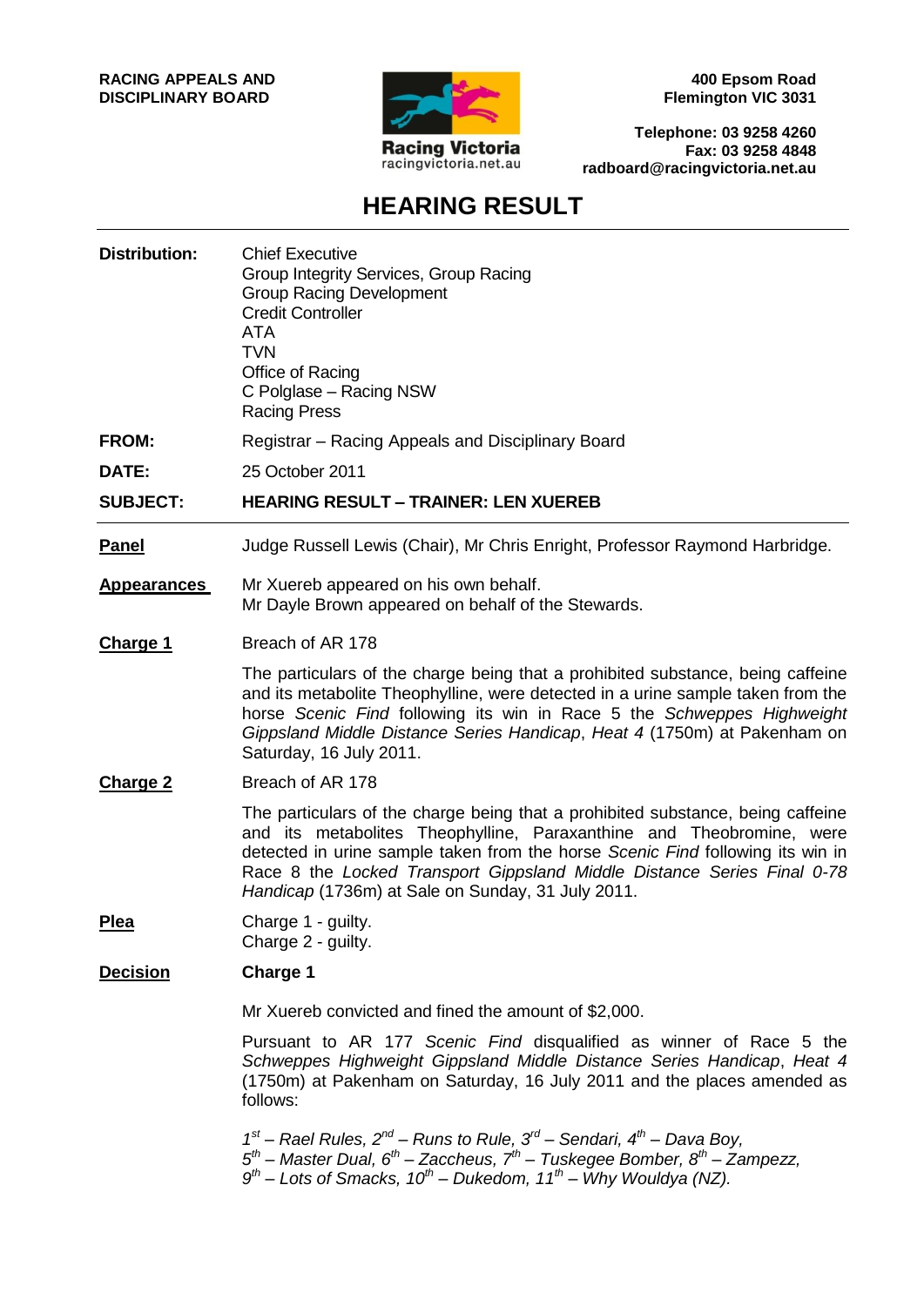**RACING APPEALS AND DISCIPLINARY BOARD**

Racing Victoria
racingvictoria.net.au

**400 Epsom Road**
**Flemington VIC 3031**

**Telephone: 03 9258 4260**
**Fax: 03 9258 4848**
**radboard@racingvictoria.net.au**

# HEARING RESULT

**Distribution:** Chief Executive
Group Integrity Services, Group Racing
Group Racing Development
Credit Controller
ATA
TVN
Office of Racing
C Polglase – Racing NSW
Racing Press

**FROM:** Registrar – Racing Appeals and Disciplinary Board

**DATE:** 25 October 2011

**SUBJECT:** **HEARING RESULT – TRAINER: LEN XUEREB**

---

**Panel** Judge Russell Lewis (Chair), Mr Chris Enright, Professor Raymond Harbridge.

**Appearances** Mr Xuereb appeared on his own behalf.
Mr Dayle Brown appeared on behalf of the Stewards.

**Charge 1** Breach of AR 178

The particulars of the charge being that a prohibited substance, being caffeine and its metabolite Theophylline, were detected in a urine sample taken from the horse *Scenic Find* following its win in Race 5 the *Schweppes Highweight Gippsland Middle Distance Series Handicap*, *Heat 4* (1750m) at Pakenham on Saturday, 16 July 2011.

**Charge 2** Breach of AR 178

The particulars of the charge being that a prohibited substance, being caffeine and its metabolites Theophylline, Paraxanthine and Theobromine, were detected in urine sample taken from the horse *Scenic Find* following its win in Race 8 the *Locked Transport Gippsland Middle Distance Series Final 0-78 Handicap* (1736m) at Sale on Sunday, 31 July 2011.

**Plea** Charge 1 - guilty.
Charge 2 - guilty.

**Decision** **Charge 1**

Mr Xuereb convicted and fined the amount of $2,000.

Pursuant to AR 177 *Scenic Find* disqualified as winner of Race 5 the *Schweppes Highweight Gippsland Middle Distance Series Handicap*, *Heat 4* (1750m) at Pakenham on Saturday, 16 July 2011 and the places amended as follows:

*1st – Rael Rules, 2nd – Runs to Rule, 3rd – Sendari, 4th – Dava Boy,*
*5th – Master Dual, 6th – Zaccheus, 7th – Tuskegee Bomber, 8th – Zampezz,*
*9th – Lots of Smacks, 10th – Dukedom, 11th – Why Wouldya (NZ).*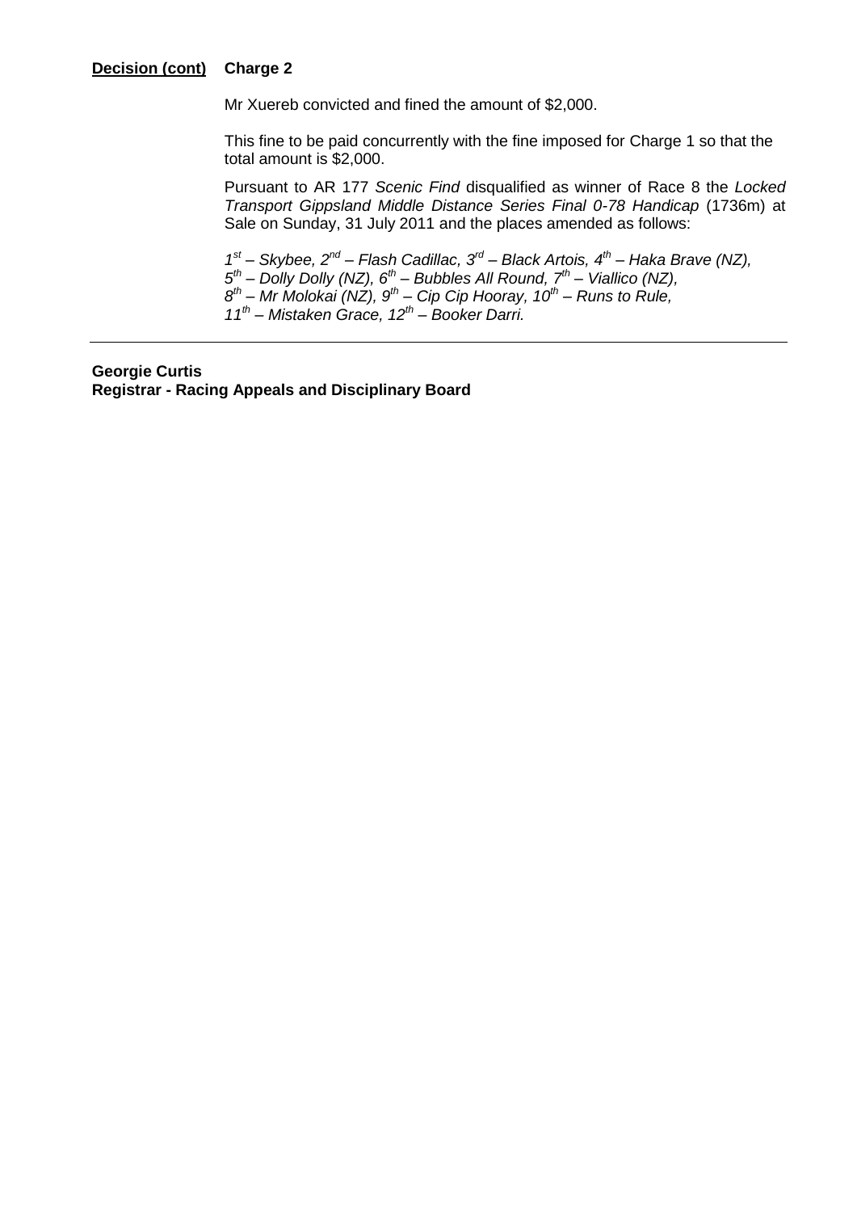**Decision (cont)** **Charge 2**

Mr Xuereb convicted and fined the amount of $2,000.

This fine to be paid concurrently with the fine imposed for Charge 1 so that the total amount is $2,000.

Pursuant to AR 177 *Scenic Find* disqualified as winner of Race 8 the *Locked Transport Gippsland Middle Distance Series Final 0-78 Handicap* (1736m) at Sale on Sunday, 31 July 2011 and the places amended as follows:

*1st – Skybee, 2nd – Flash Cadillac, 3rd – Black Artois, 4th – Haka Brave (NZ), 5th – Dolly Dolly (NZ), 6th – Bubbles All Round, 7th – Viallico (NZ), 8th – Mr Molokai (NZ), 9th – Cip Cip Hooray, 10th – Runs to Rule, 11th – Mistaken Grace, 12th – Booker Darri.*

---

**Georgie Curtis**
**Registrar - Racing Appeals and Disciplinary Board**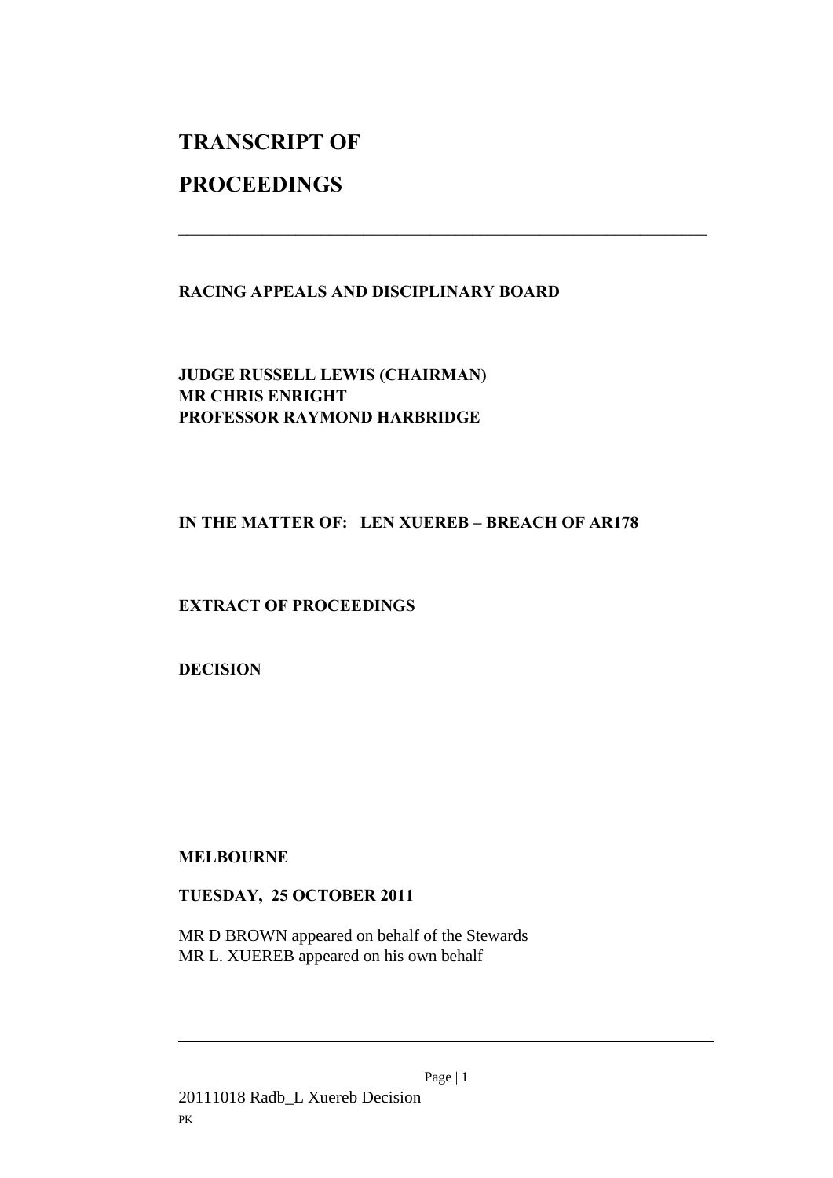# TRANSCRIPT OF

# PROCEEDINGS

---

**RACING APPEALS AND DISCIPLINARY BOARD**

**JUDGE RUSSELL LEWIS (CHAIRMAN)**
**MR CHRIS ENRIGHT**
**PROFESSOR RAYMOND HARBRIDGE**

**IN THE MATTER OF: LEN XUEREB – BREACH OF AR178**

**EXTRACT OF PROCEEDINGS**

**DECISION**

**MELBOURNE**

**TUESDAY, 25 OCTOBER 2011**

MR D BROWN appeared on behalf of the Stewards
MR L. XUEREB appeared on his own behalf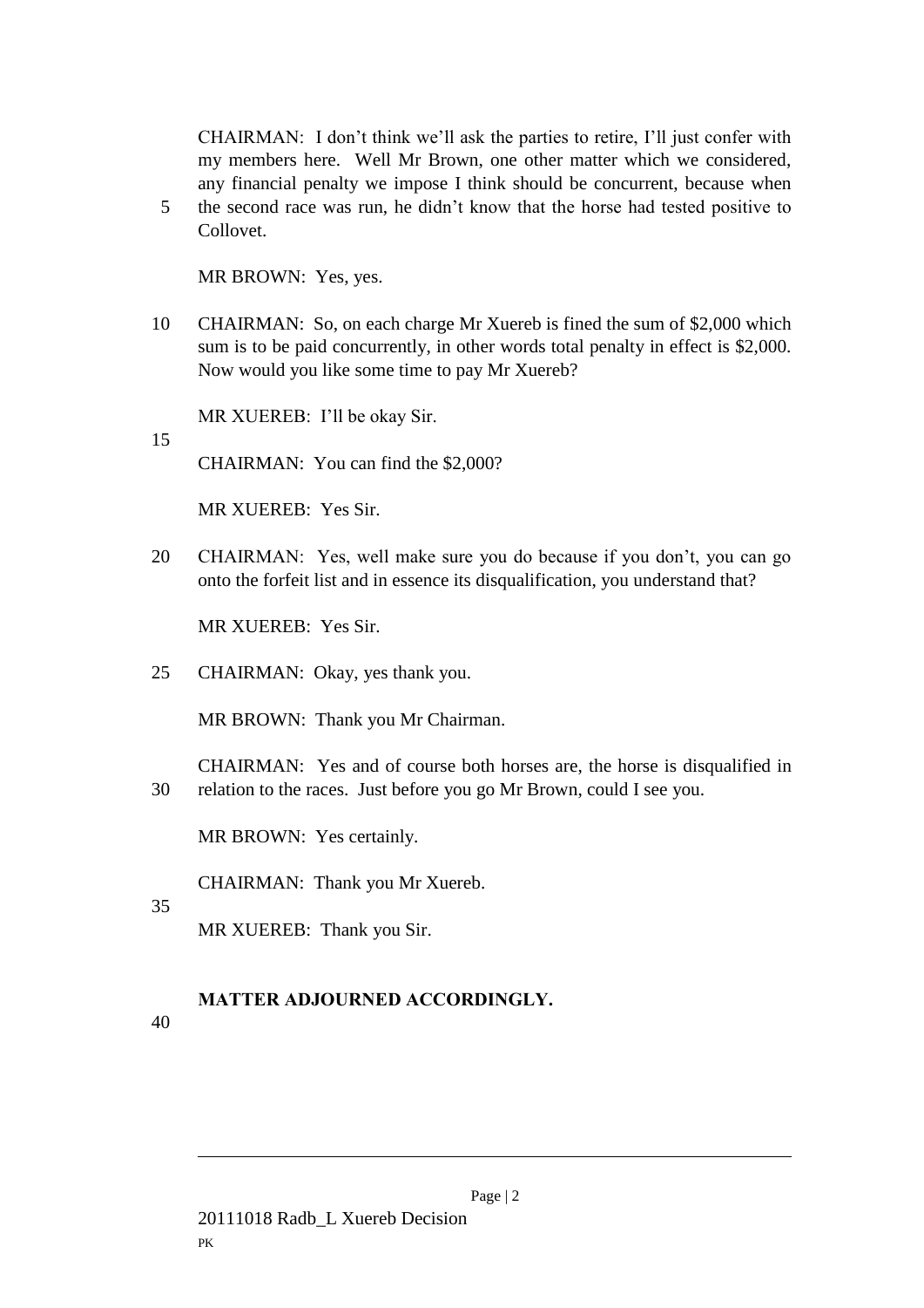CHAIRMAN: I don't think we'll ask the parties to retire, I'll just confer with my members here. Well Mr Brown, one other matter which we considered, any financial penalty we impose I think should be concurrent, because when the second race was run, he didn't know that the horse had tested positive to Collovet.

MR BROWN: Yes, yes.

CHAIRMAN: So, on each charge Mr Xuereb is fined the sum of $2,000 which sum is to be paid concurrently, in other words total penalty in effect is $2,000. Now would you like some time to pay Mr Xuereb?

MR XUEREB: I'll be okay Sir.

CHAIRMAN: You can find the $2,000?

MR XUEREB: Yes Sir.

CHAIRMAN: Yes, well make sure you do because if you don't, you can go onto the forfeit list and in essence its disqualification, you understand that?

MR XUEREB: Yes Sir.

CHAIRMAN: Okay, yes thank you.

MR BROWN: Thank you Mr Chairman.

CHAIRMAN: Yes and of course both horses are, the horse is disqualified in relation to the races. Just before you go Mr Brown, could I see you.

MR BROWN: Yes certainly.

CHAIRMAN: Thank you Mr Xuereb.

MR XUEREB: Thank you Sir.

**MATTER ADJOURNED ACCORDINGLY.**